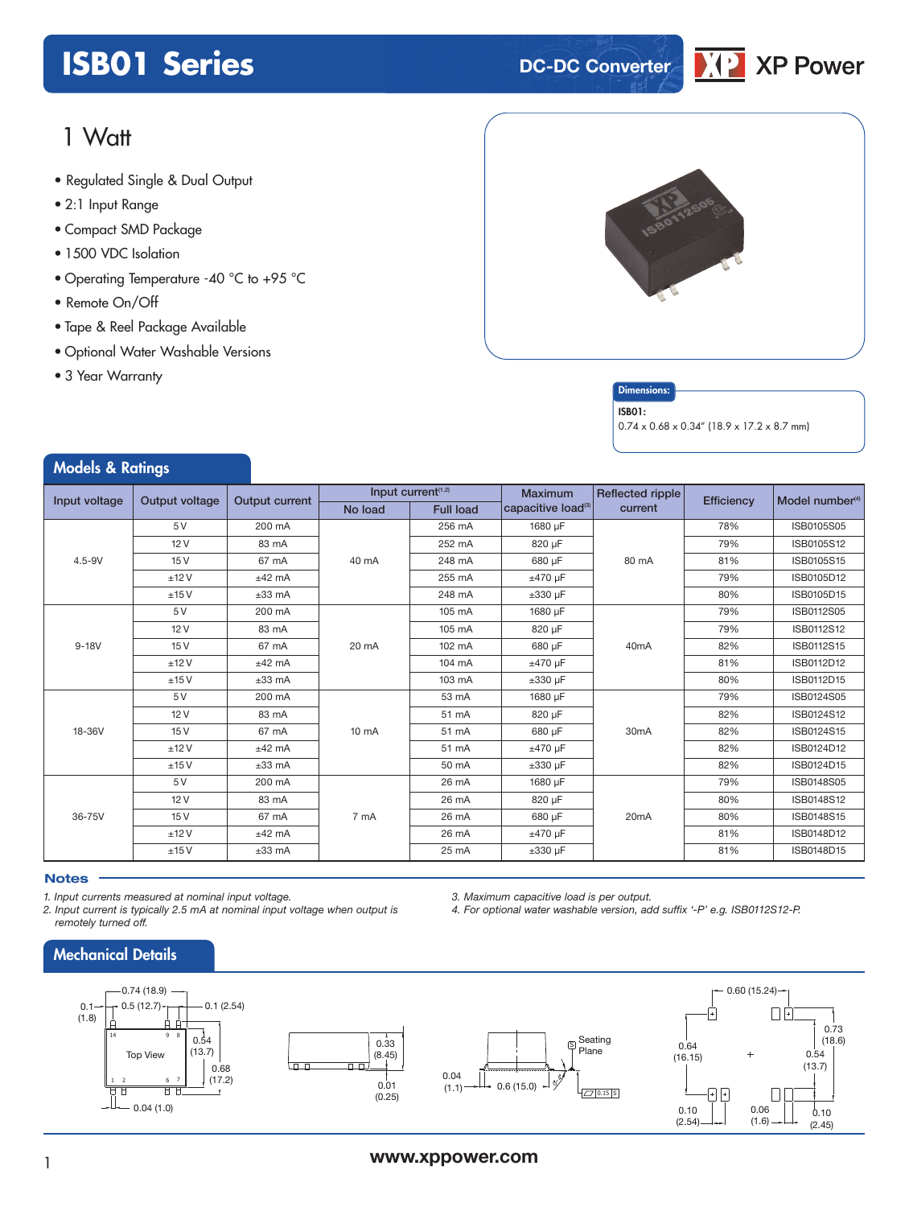# ISB01 Series

DC-DC Converter

## 1 Watt

- Regulated Single & Dual Output
- 2:1 Input Range
- Compact SMD Package
- 1500 VDC Isolation
- Operating Temperature -40 °C to +95 °C
- Remote On/Off
- Tape & Reel Package Available
- Optional Water Washable Versions
- 3 Year Warranty

**Dimensions:**

**ISB01:**
0.74 x 0.68 x 0.34" (18.9 x 17.2 x 8.7 mm)

## Models & Ratings

| Input voltage | Output voltage | Output current | Input current[1,2] | | Maximum capacitive load[3] | Reflected ripple current | Efficiency | Model number[4] |
|---|---|---|---|---|---|---|---|---|
| | | | No load | Full load | | | | |
| 4.5-9V | 5 V | 200 mA | 40 mA | 256 mA | 1680 µF | 80 mA | 78% | ISB0105S05 |
| | 12 V | 83 mA | | 252 mA | 820 µF | | 79% | ISB0105S12 |
| | 15 V | 67 mA | | 248 mA | 680 µF | | 81% | ISB0105S15 |
| | ±12 V | ±42 mA | | 255 mA | ±470 µF | | 79% | ISB0105D12 |
| | ±15 V | ±33 mA | | 248 mA | ±330 µF | | 80% | ISB0105D15 |
| 9-18V | 5 V | 200 mA | 20 mA | 105 mA | 1680 µF | 40mA | 79% | ISB0112S05 |
| | 12 V | 83 mA | | 105 mA | 820 µF | | 79% | ISB0112S12 |
| | 15 V | 67 mA | | 102 mA | 680 µF | | 82% | ISB0112S15 |
| | ±12 V | ±42 mA | | 104 mA | ±470 µF | | 81% | ISB0112D12 |
| | ±15 V | ±33 mA | | 103 mA | ±330 µF | | 80% | ISB0112D15 |
| 18-36V | 5 V | 200 mA | 10 mA | 53 mA | 1680 µF | 30mA | 79% | ISB0124S05 |
| | 12 V | 83 mA | | 51 mA | 820 µF | | 82% | ISB0124S12 |
| | 15 V | 67 mA | | 51 mA | 680 µF | | 82% | ISB0124S15 |
| | ±12 V | ±42 mA | | 51 mA | ±470 µF | | 82% | ISB0124D12 |
| | ±15 V | ±33 mA | | 50 mA | ±330 µF | | 82% | ISB0124D15 |
| 36-75V | 5 V | 200 mA | 7 mA | 26 mA | 1680 µF | 20mA | 79% | ISB0148S05 |
| | 12 V | 83 mA | | 26 mA | 820 µF | | 80% | ISB0148S12 |
| | 15 V | 67 mA | | 26 mA | 680 µF | | 80% | ISB0148S15 |
| | ±12 V | ±42 mA | | 26 mA | ±470 µF | | 81% | ISB0148D12 |
| | ±15 V | ±33 mA | | 25 mA | ±330 µF | | 81% | ISB0148D15 |

### Notes

*1. Input currents measured at nominal input voltage.*
*2. Input current is typically 2.5 mA at nominal input voltage when output is remotely turned off.*
*3. Maximum capacitive load is per output.*
*4. For optional water washable version, add suffix '-P' e.g. ISB0112S12-P.*

## Mechanical Details

Top View: 0.74 (18.9); 0.1 (1.8); 0.5 (12.7); 0.1 (2.54); 0.54 (13.7); 0.68 (17.2); 0.04 (1.0); pins 1, 2, 6, 7, 8, 9, 14

Side View: 0.33 (8.45); 0.01 (0.25)

0.04 (1.1); 0.6 (15.0); Seating Plane; 0.15

Footprint: 0.60 (15.24); 0.73 (18.6); 0.64 (16.15); 0.54 (13.7); 0.10 (2.54); 0.06 (1.6); 0.10 (2.45)

www.xppower.com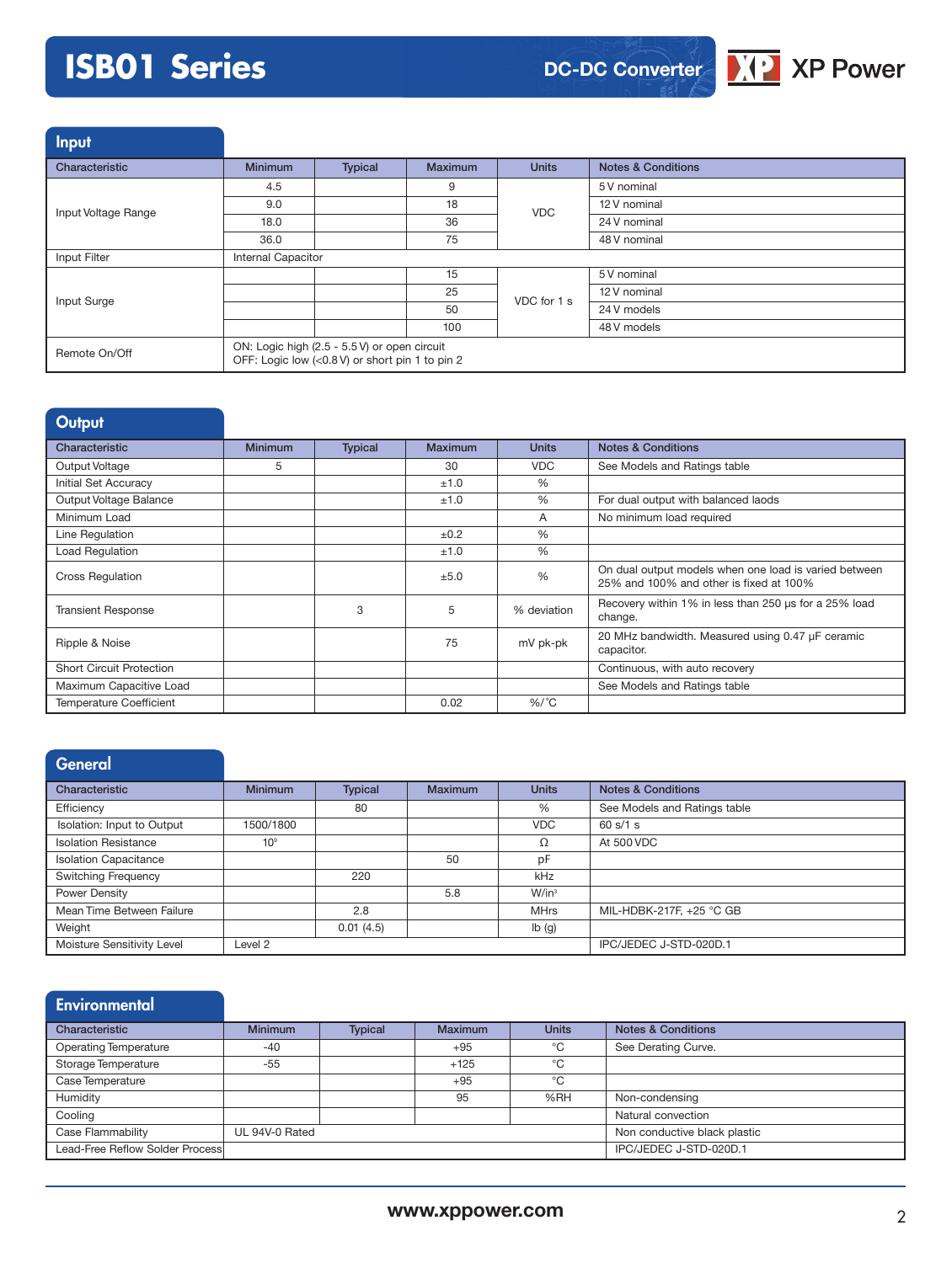## Input

| Characteristic | Minimum | Typical | Maximum | Units | Notes & Conditions |
|---|---|---|---|---|---|
| Input Voltage Range | 4.5 | | 9 | VDC | 5 V nominal |
| | 9.0 | | 18 | | 12 V nominal |
| | 18.0 | | 36 | | 24 V nominal |
| | 36.0 | | 75 | | 48 V nominal |
| Input Filter | Internal Capacitor | | | | |
| Input Surge | | | 15 | VDC for 1 s | 5 V nominal |
| | | | 25 | | 12 V nominal |
| | | | 50 | | 24 V models |
| | | | 100 | | 48 V models |
| Remote On/Off | ON: Logic high (2.5 - 5.5 V) or open circuit<br>OFF: Logic low (<0.8 V) or short pin 1 to pin 2 | | | | |

## Output

| Characteristic | Minimum | Typical | Maximum | Units | Notes & Conditions |
|---|---|---|---|---|---|
| Output Voltage | 5 | | 30 | VDC | See Models and Ratings table |
| Initial Set Accuracy | | | ±1.0 | % | |
| Output Voltage Balance | | | ±1.0 | % | For dual output with balanced laods |
| Minimum Load | | | | A | No minimum load required |
| Line Regulation | | | ±0.2 | % | |
| Load Regulation | | | ±1.0 | % | |
| Cross Regulation | | | ±5.0 | % | On dual output models when one load is varied between 25% and 100% and other is fixed at 100% |
| Transient Response | | 3 | 5 | % deviation | Recovery within 1% in less than 250 µs for a 25% load change. |
| Ripple & Noise | | | 75 | mV pk-pk | 20 MHz bandwidth. Measured using 0.47 µF ceramic capacitor. |
| Short Circuit Protection | | | | | Continuous, with auto recovery |
| Maximum Capacitive Load | | | | | See Models and Ratings table |
| Temperature Coefficient | | | 0.02 | %/°C | |

## General

| Characteristic | Minimum | Typical | Maximum | Units | Notes & Conditions |
|---|---|---|---|---|---|
| Efficiency | | 80 | | % | See Models and Ratings table |
| Isolation: Input to Output | 1500/1800 | | | VDC | 60 s/1 s |
| Isolation Resistance | $10^9$ | | | Ω | At 500 VDC |
| Isolation Capacitance | | | 50 | pF | |
| Switching Frequency | | 220 | | kHz | |
| Power Density | | | 5.8 | W/in³ | |
| Mean Time Between Failure | | 2.8 | | MHrs | MIL-HDBK-217F, +25 °C GB |
| Weight | | 0.01 (4.5) | | lb (g) | |
| Moisture Sensitivity Level | Level 2 | | | | IPC/JEDEC J-STD-020D.1 |

## Environmental

| Characteristic | Minimum | Typical | Maximum | Units | Notes & Conditions |
|---|---|---|---|---|---|
| Operating Temperature | -40 | | +95 | °C | See Derating Curve. |
| Storage Temperature | -55 | | +125 | °C | |
| Case Temperature | | | +95 | °C | |
| Humidity | | | 95 | %RH | Non-condensing |
| Cooling | | | | | Natural convection |
| Case Flammability | UL 94V-0 Rated | | | | Non conductive black plastic |
| Lead-Free Reflow Solder Process | | | | | IPC/JEDEC J-STD-020D.1 |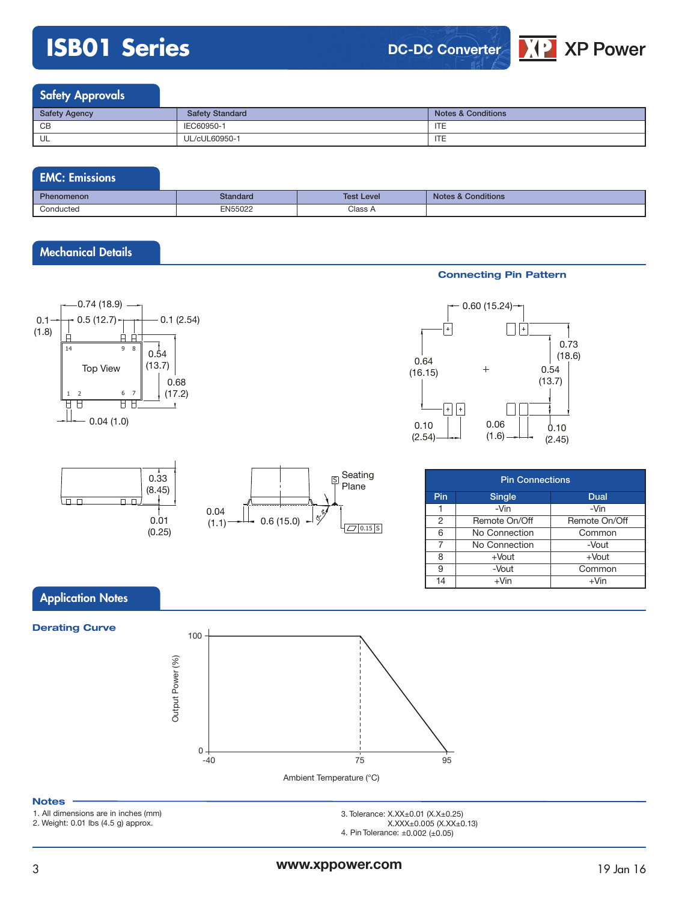# ISB01 Series

DC-DC Converter

XP Power

## Safety Approvals

| Safety Agency | Safety Standard | Notes & Conditions |
|---|---|---|
| CB | IEC60950-1 | ITE |
| UL | UL/cUL60950-1 | ITE |

## EMC: Emissions

| Phenomenon | Standard | Test Level | Notes & Conditions |
|---|---|---|---|
| Conducted | EN55022 | Class A | |

## Mechanical Details

0.74 (18.9)
0.1 (1.8)
0.5 (12.7)
0.1 (2.54)
14 9 8
Top View
0.54 (13.7)
0.68 (17.2)
1 2 6 7
0.04 (1.0)

0.33 (8.45)
0.01 (0.25)

0.04 (1.1)
0.6 (15.0)
S Seating Plane
0.15 S

### Connecting Pin Pattern

0.60 (15.24)
0.64 (16.15)
0.73 (18.6)
0.54 (13.7)
0.10 (2.54)
0.06 (1.6)
0.10 (2.45)

| Pin Connections | | |
|---|---|---|
| **Pin** | **Single** | **Dual** |
| 1 | -Vin | -Vin |
| 2 | Remote On/Off | Remote On/Off |
| 6 | No Connection | Common |
| 7 | No Connection | -Vout |
| 8 | +Vout | +Vout |
| 9 | -Vout | Common |
| 14 | +Vin | +Vin |

## Application Notes

### Derating Curve

Output Power (%)
100
0
-40
75
95
Ambient Temperature (°C)

### Notes

1. All dimensions are in inches (mm)
2. Weight: 0.01 lbs (4.5 g) approx.
3. Tolerance: X.XX±0.01 (X.X±0.25)
   X.XXX±0.005 (X.XX±0.13)
4. Pin Tolerance: ±0.002 (±0.05)

www.xppower.com

19 Jan 16